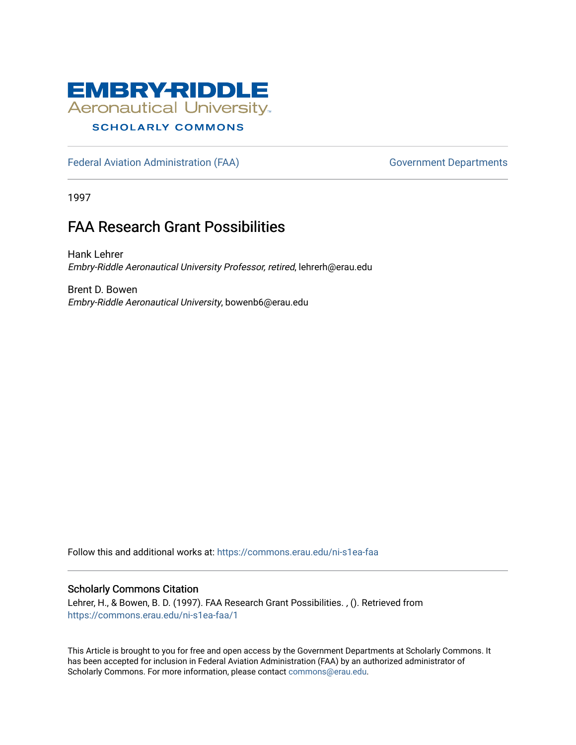EMBRY-RIDDLE
Aeronautical University
SCHOLARLY COMMONS

Federal Aviation Administration (FAA) — Government Departments

1997

# FAA Research Grant Possibilities

Hank Lehrer
*Embry-Riddle Aeronautical University Professor, retired*, lehrerh@erau.edu

Brent D. Bowen
*Embry-Riddle Aeronautical University*, bowenb6@erau.edu

Follow this and additional works at: https://commons.erau.edu/ni-s1ea-faa

## Scholarly Commons Citation

Lehrer, H., & Bowen, B. D. (1997). FAA Research Grant Possibilities. , (). Retrieved from https://commons.erau.edu/ni-s1ea-faa/1

This Article is brought to you for free and open access by the Government Departments at Scholarly Commons. It has been accepted for inclusion in Federal Aviation Administration (FAA) by an authorized administrator of Scholarly Commons. For more information, please contact commons@erau.edu.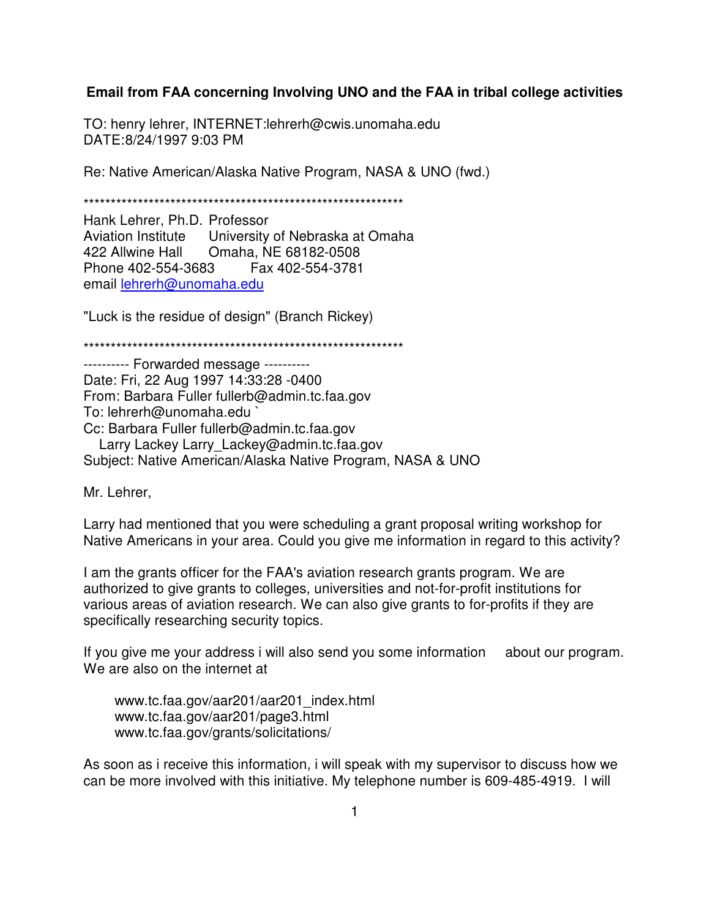**Email from FAA concerning Involving UNO and the FAA in tribal college activities**

TO: henry lehrer, INTERNET:lehrerh@cwis.unomaha.edu
DATE:8/24/1997 9:03 PM

Re: Native American/Alaska Native Program, NASA & UNO (fwd.)

*************************************************************

Hank Lehrer, Ph.D. Professor
Aviation Institute University of Nebraska at Omaha
422 Allwine Hall Omaha, NE 68182-0508
Phone 402-554-3683 Fax 402-554-3781
email lehrerh@unomaha.edu

"Luck is the residue of design" (Branch Rickey)

*************************************************************

---------- Forwarded message ----------
Date: Fri, 22 Aug 1997 14:33:28 -0400
From: Barbara Fuller fullerb@admin.tc.faa.gov
To: lehrerh@unomaha.edu `
Cc: Barbara Fuller fullerb@admin.tc.faa.gov
Larry Lackey Larry_Lackey@admin.tc.faa.gov
Subject: Native American/Alaska Native Program, NASA & UNO

Mr. Lehrer,

Larry had mentioned that you were scheduling a grant proposal writing workshop for Native Americans in your area. Could you give me information in regard to this activity?

I am the grants officer for the FAA's aviation research grants program. We are authorized to give grants to colleges, universities and not-for-profit institutions for various areas of aviation research. We can also give grants to for-profits if they are specifically researching security topics.

If you give me your address i will also send you some information about our program. We are also on the internet at

> www.tc.faa.gov/aar201/aar201_index.html
> www.tc.faa.gov/aar201/page3.html
> www.tc.faa.gov/grants/solicitations/

As soon as i receive this information, i will speak with my supervisor to discuss how we can be more involved with this initiative. My telephone number is 609-485-4919. I will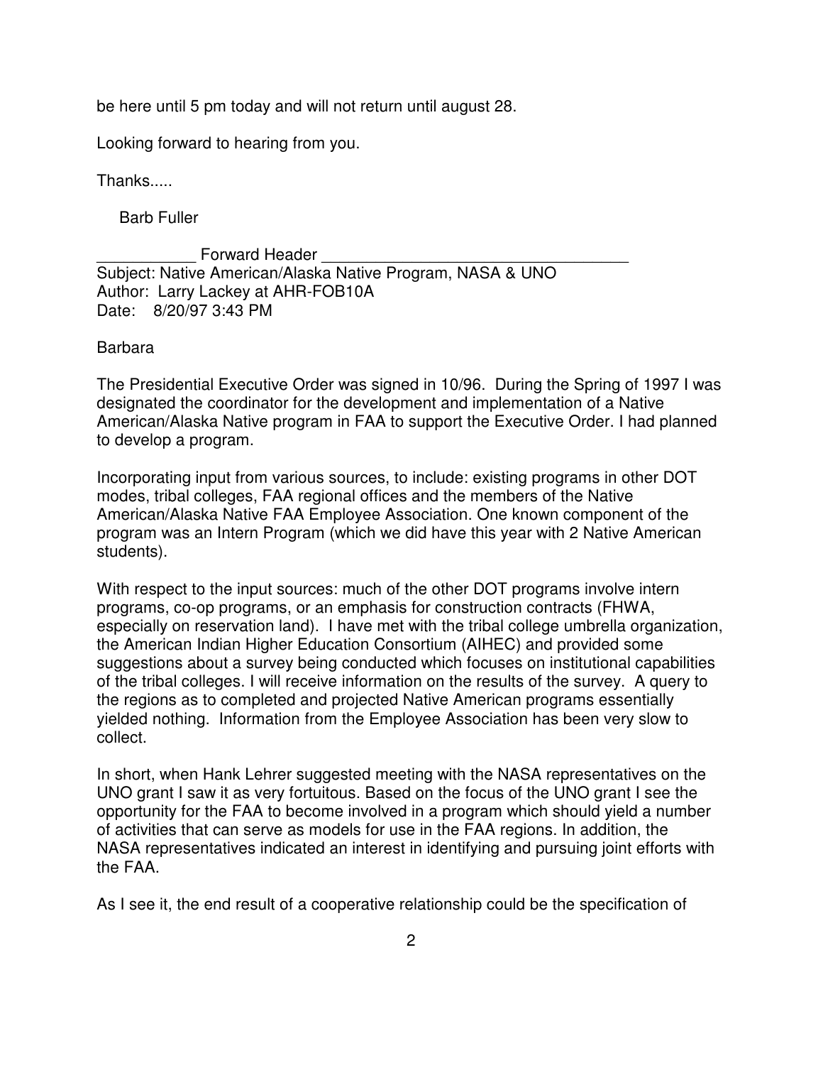be here until 5 pm today and will not return until august 28.

Looking forward to hearing from you.

Thanks.....

Barb Fuller

___________ Forward Header ___________________________________
Subject: Native American/Alaska Native Program, NASA & UNO
Author: Larry Lackey at AHR-FOB10A
Date: 8/20/97 3:43 PM

Barbara

The Presidential Executive Order was signed in 10/96. During the Spring of 1997 I was designated the coordinator for the development and implementation of a Native American/Alaska Native program in FAA to support the Executive Order. I had planned to develop a program.

Incorporating input from various sources, to include: existing programs in other DOT modes, tribal colleges, FAA regional offices and the members of the Native American/Alaska Native FAA Employee Association. One known component of the program was an Intern Program (which we did have this year with 2 Native American students).

With respect to the input sources: much of the other DOT programs involve intern programs, co-op programs, or an emphasis for construction contracts (FHWA, especially on reservation land). I have met with the tribal college umbrella organization, the American Indian Higher Education Consortium (AIHEC) and provided some suggestions about a survey being conducted which focuses on institutional capabilities of the tribal colleges. I will receive information on the results of the survey. A query to the regions as to completed and projected Native American programs essentially yielded nothing. Information from the Employee Association has been very slow to collect.

In short, when Hank Lehrer suggested meeting with the NASA representatives on the UNO grant I saw it as very fortuitous. Based on the focus of the UNO grant I see the opportunity for the FAA to become involved in a program which should yield a number of activities that can serve as models for use in the FAA regions. In addition, the NASA representatives indicated an interest in identifying and pursuing joint efforts with the FAA.

As I see it, the end result of a cooperative relationship could be the specification of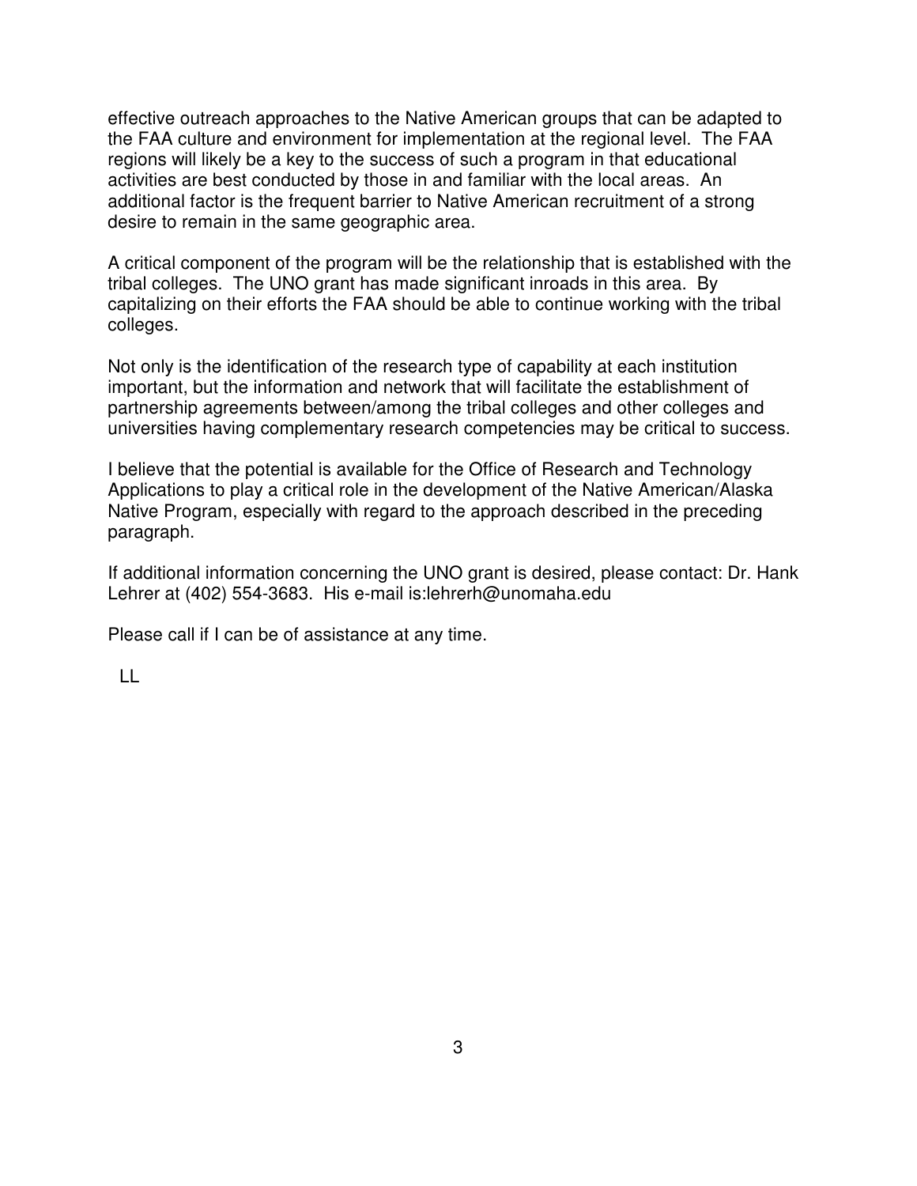effective outreach approaches to the Native American groups that can be adapted to the FAA culture and environment for implementation at the regional level. The FAA regions will likely be a key to the success of such a program in that educational activities are best conducted by those in and familiar with the local areas. An additional factor is the frequent barrier to Native American recruitment of a strong desire to remain in the same geographic area.

A critical component of the program will be the relationship that is established with the tribal colleges. The UNO grant has made significant inroads in this area. By capitalizing on their efforts the FAA should be able to continue working with the tribal colleges.

Not only is the identification of the research type of capability at each institution important, but the information and network that will facilitate the establishment of partnership agreements between/among the tribal colleges and other colleges and universities having complementary research competencies may be critical to success.

I believe that the potential is available for the Office of Research and Technology Applications to play a critical role in the development of the Native American/Alaska Native Program, especially with regard to the approach described in the preceding paragraph.

If additional information concerning the UNO grant is desired, please contact: Dr. Hank Lehrer at (402) 554-3683. His e-mail is:lehrerh@unomaha.edu

Please call if I can be of assistance at any time.

LL